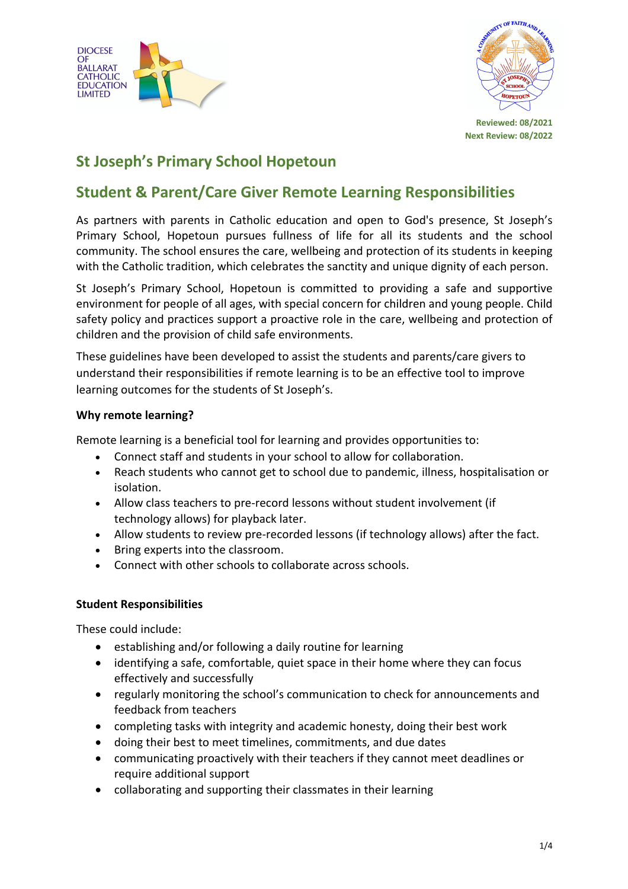DIOCESE OF BALLARAT CATHOLIC EDUCATION LIMITED

**Reviewed: 08/2021**
**Next Review: 08/2022**

# St Joseph's Primary School Hopetoun

## Student & Parent/Care Giver Remote Learning Responsibilities

As partners with parents in Catholic education and open to God's presence, St Joseph's Primary School, Hopetoun pursues fullness of life for all its students and the school community. The school ensures the care, wellbeing and protection of its students in keeping with the Catholic tradition, which celebrates the sanctity and unique dignity of each person.

St Joseph's Primary School, Hopetoun is committed to providing a safe and supportive environment for people of all ages, with special concern for children and young people. Child safety policy and practices support a proactive role in the care, wellbeing and protection of children and the provision of child safe environments.

These guidelines have been developed to assist the students and parents/care givers to understand their responsibilities if remote learning is to be an effective tool to improve learning outcomes for the students of St Joseph's.

**Why remote learning?**

Remote learning is a beneficial tool for learning and provides opportunities to:

- Connect staff and students in your school to allow for collaboration.
- Reach students who cannot get to school due to pandemic, illness, hospitalisation or isolation.
- Allow class teachers to pre-record lessons without student involvement (if technology allows) for playback later.
- Allow students to review pre-recorded lessons (if technology allows) after the fact.
- Bring experts into the classroom.
- Connect with other schools to collaborate across schools.

**Student Responsibilities**

These could include:

- establishing and/or following a daily routine for learning
- identifying a safe, comfortable, quiet space in their home where they can focus effectively and successfully
- regularly monitoring the school's communication to check for announcements and feedback from teachers
- completing tasks with integrity and academic honesty, doing their best work
- doing their best to meet timelines, commitments, and due dates
- communicating proactively with their teachers if they cannot meet deadlines or require additional support
- collaborating and supporting their classmates in their learning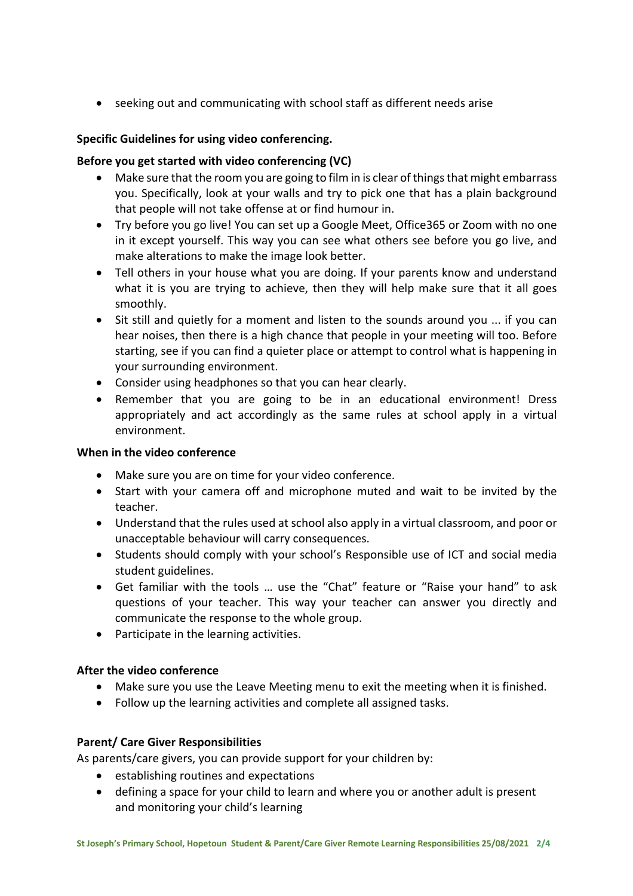- seeking out and communicating with school staff as different needs arise

**Specific Guidelines for using video conferencing.**

**Before you get started with video conferencing (VC)**

- Make sure that the room you are going to film in is clear of things that might embarrass you. Specifically, look at your walls and try to pick one that has a plain background that people will not take offense at or find humour in.
- Try before you go live! You can set up a Google Meet, Office365 or Zoom with no one in it except yourself. This way you can see what others see before you go live, and make alterations to make the image look better.
- Tell others in your house what you are doing. If your parents know and understand what it is you are trying to achieve, then they will help make sure that it all goes smoothly.
- Sit still and quietly for a moment and listen to the sounds around you ... if you can hear noises, then there is a high chance that people in your meeting will too. Before starting, see if you can find a quieter place or attempt to control what is happening in your surrounding environment.
- Consider using headphones so that you can hear clearly.
- Remember that you are going to be in an educational environment! Dress appropriately and act accordingly as the same rules at school apply in a virtual environment.

**When in the video conference**

- Make sure you are on time for your video conference.
- Start with your camera off and microphone muted and wait to be invited by the teacher.
- Understand that the rules used at school also apply in a virtual classroom, and poor or unacceptable behaviour will carry consequences.
- Students should comply with your school's Responsible use of ICT and social media student guidelines.
- Get familiar with the tools … use the "Chat" feature or "Raise your hand" to ask questions of your teacher. This way your teacher can answer you directly and communicate the response to the whole group.
- Participate in the learning activities.

**After the video conference**

- Make sure you use the Leave Meeting menu to exit the meeting when it is finished.
- Follow up the learning activities and complete all assigned tasks.

**Parent/ Care Giver Responsibilities**

As parents/care givers, you can provide support for your children by:

- establishing routines and expectations
- defining a space for your child to learn and where you or another adult is present and monitoring your child's learning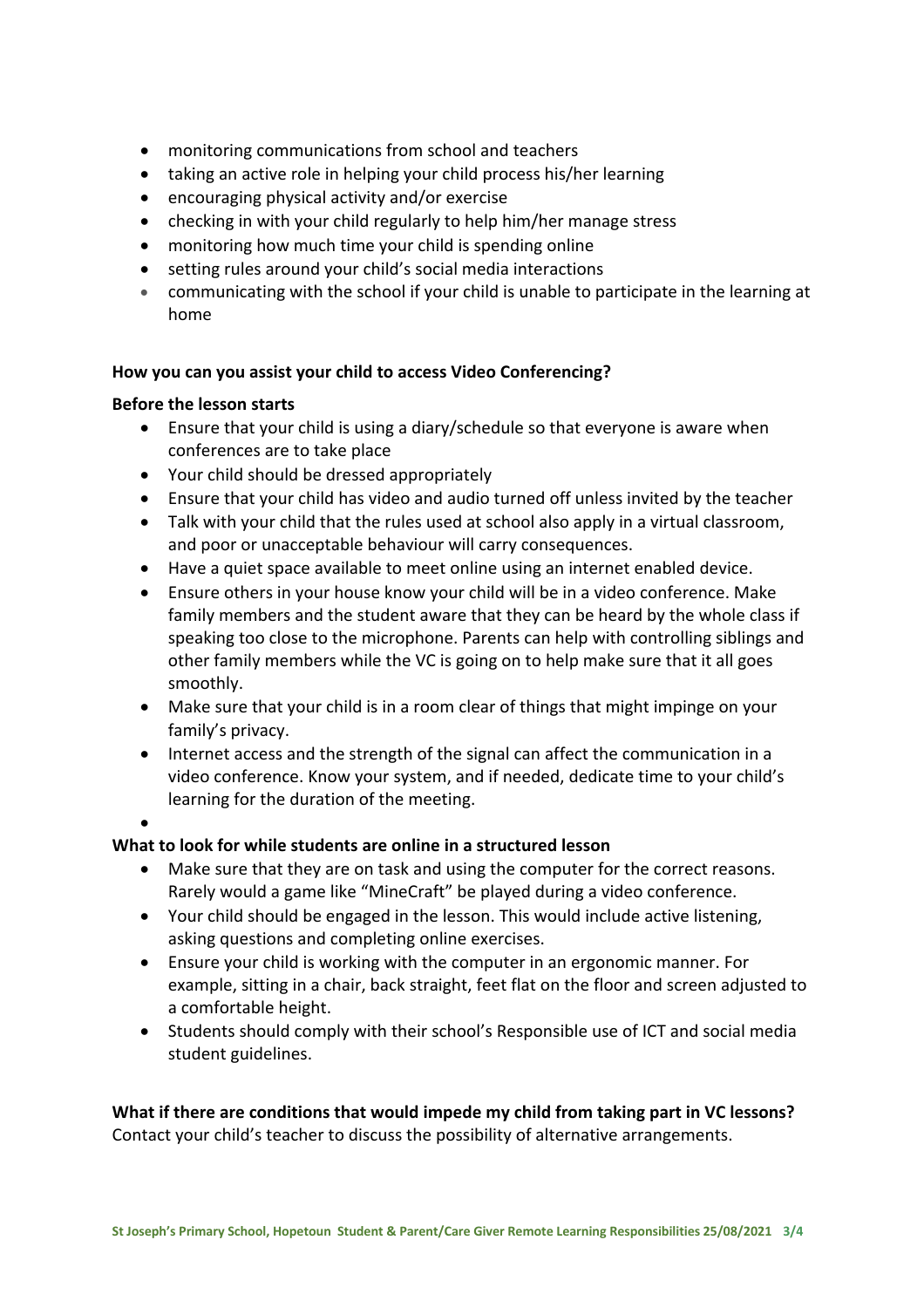- monitoring communications from school and teachers
- taking an active role in helping your child process his/her learning
- encouraging physical activity and/or exercise
- checking in with your child regularly to help him/her manage stress
- monitoring how much time your child is spending online
- setting rules around your child's social media interactions
- communicating with the school if your child is unable to participate in the learning at home

**How you can you assist your child to access Video Conferencing?**

**Before the lesson starts**

- Ensure that your child is using a diary/schedule so that everyone is aware when conferences are to take place
- Your child should be dressed appropriately
- Ensure that your child has video and audio turned off unless invited by the teacher
- Talk with your child that the rules used at school also apply in a virtual classroom, and poor or unacceptable behaviour will carry consequences.
- Have a quiet space available to meet online using an internet enabled device.
- Ensure others in your house know your child will be in a video conference. Make family members and the student aware that they can be heard by the whole class if speaking too close to the microphone. Parents can help with controlling siblings and other family members while the VC is going on to help make sure that it all goes smoothly.
- Make sure that your child is in a room clear of things that might impinge on your family's privacy.
- Internet access and the strength of the signal can affect the communication in a video conference. Know your system, and if needed, dedicate time to your child's learning for the duration of the meeting.

**What to look for while students are online in a structured lesson**

- Make sure that they are on task and using the computer for the correct reasons. Rarely would a game like "MineCraft" be played during a video conference.
- Your child should be engaged in the lesson. This would include active listening, asking questions and completing online exercises.
- Ensure your child is working with the computer in an ergonomic manner. For example, sitting in a chair, back straight, feet flat on the floor and screen adjusted to a comfortable height.
- Students should comply with their school's Responsible use of ICT and social media student guidelines.

**What if there are conditions that would impede my child from taking part in VC lessons?**
Contact your child's teacher to discuss the possibility of alternative arrangements.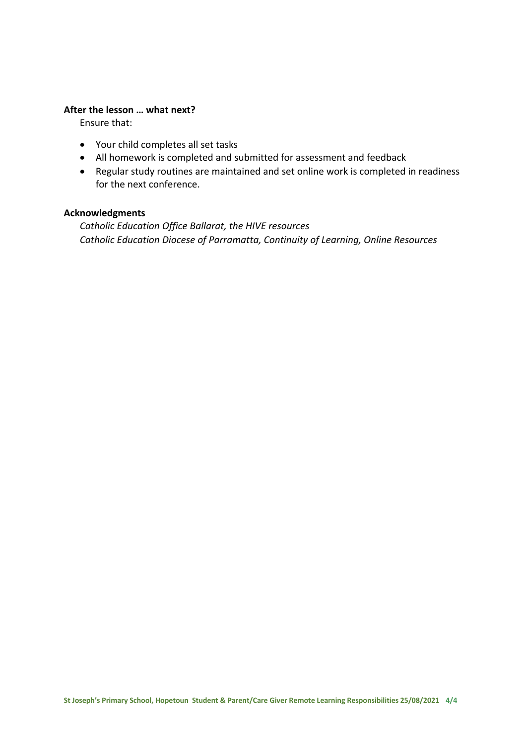**After the lesson … what next?**

Ensure that:

- Your child completes all set tasks
- All homework is completed and submitted for assessment and feedback
- Regular study routines are maintained and set online work is completed in readiness for the next conference.

**Acknowledgments**

*Catholic Education Office Ballarat, the HIVE resources*

*Catholic Education Diocese of Parramatta, Continuity of Learning, Online Resources*